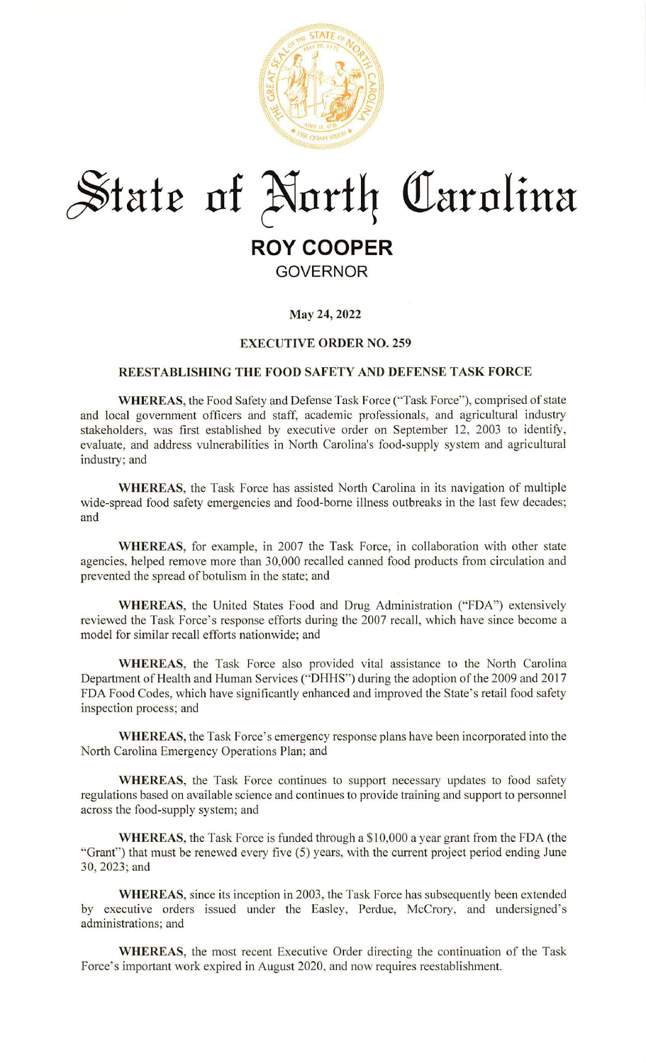# State of North Carolina

## ROY COOPER

GOVERNOR

**May 24, 2022**

**EXECUTIVE ORDER NO. 259**

**REESTABLISHING THE FOOD SAFETY AND DEFENSE TASK FORCE**

**WHEREAS**, the Food Safety and Defense Task Force ("Task Force"), comprised of state and local government officers and staff, academic professionals, and agricultural industry stakeholders, was first established by executive order on September 12, 2003 to identify, evaluate, and address vulnerabilities in North Carolina's food-supply system and agricultural industry; and

**WHEREAS**, the Task Force has assisted North Carolina in its navigation of multiple wide-spread food safety emergencies and food-borne illness outbreaks in the last few decades; and

**WHEREAS**, for example, in 2007 the Task Force, in collaboration with other state agencies, helped remove more than 30,000 recalled canned food products from circulation and prevented the spread of botulism in the state; and

**WHEREAS**, the United States Food and Drug Administration ("FDA") extensively reviewed the Task Force's response efforts during the 2007 recall, which have since become a model for similar recall efforts nationwide; and

**WHEREAS**, the Task Force also provided vital assistance to the North Carolina Department of Health and Human Services ("DHHS") during the adoption of the 2009 and 2017 FDA Food Codes, which have significantly enhanced and improved the State's retail food safety inspection process; and

**WHEREAS**, the Task Force's emergency response plans have been incorporated into the North Carolina Emergency Operations Plan; and

**WHEREAS**, the Task Force continues to support necessary updates to food safety regulations based on available science and continues to provide training and support to personnel across the food-supply system; and

**WHEREAS**, the Task Force is funded through a $10,000 a year grant from the FDA (the "Grant") that must be renewed every five (5) years, with the current project period ending June 30, 2023; and

**WHEREAS**, since its inception in 2003, the Task Force has subsequently been extended by executive orders issued under the Easley, Perdue, McCrory, and undersigned's administrations; and

**WHEREAS**, the most recent Executive Order directing the continuation of the Task Force's important work expired in August 2020, and now requires reestablishment.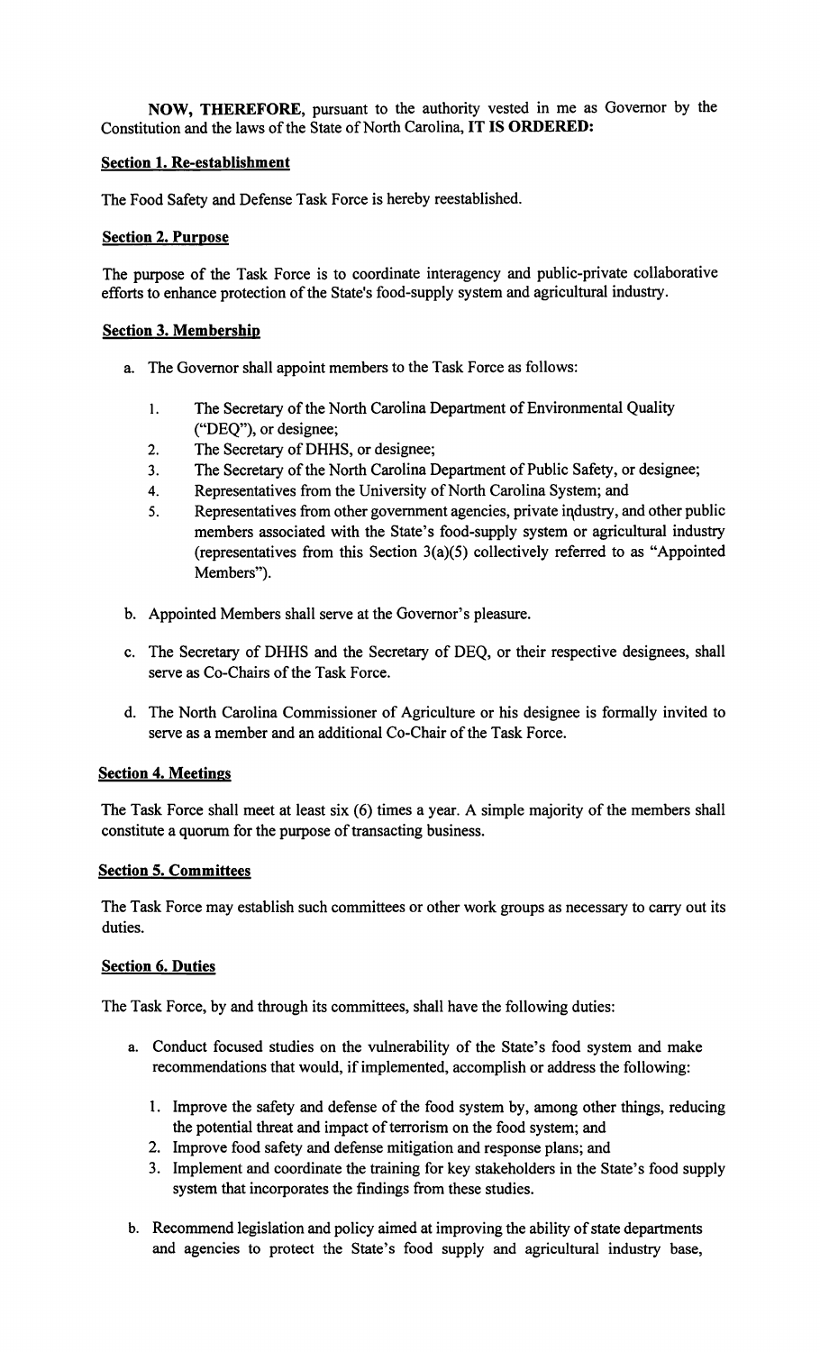**NOW, THEREFORE,** pursuant to the authority vested in me as Governor by the Constitution and the laws of the State of North Carolina, **IT IS ORDERED:**

**Section 1. Re-establishment**

The Food Safety and Defense Task Force is hereby reestablished.

**Section 2. Purpose**

The purpose of the Task Force is to coordinate interagency and public-private collaborative efforts to enhance protection of the State's food-supply system and agricultural industry.

**Section 3. Membership**

a. The Governor shall appoint members to the Task Force as follows:

   1. The Secretary of the North Carolina Department of Environmental Quality ("DEQ"), or designee;
   2. The Secretary of DHHS, or designee;
   3. The Secretary of the North Carolina Department of Public Safety, or designee;
   4. Representatives from the University of North Carolina System; and
   5. Representatives from other government agencies, private industry, and other public members associated with the State's food-supply system or agricultural industry (representatives from this Section 3(a)(5) collectively referred to as "Appointed Members").

b. Appointed Members shall serve at the Governor's pleasure.

c. The Secretary of DHHS and the Secretary of DEQ, or their respective designees, shall serve as Co-Chairs of the Task Force.

d. The North Carolina Commissioner of Agriculture or his designee is formally invited to serve as a member and an additional Co-Chair of the Task Force.

**Section 4. Meetings**

The Task Force shall meet at least six (6) times a year. A simple majority of the members shall constitute a quorum for the purpose of transacting business.

**Section 5. Committees**

The Task Force may establish such committees or other work groups as necessary to carry out its duties.

**Section 6. Duties**

The Task Force, by and through its committees, shall have the following duties:

a. Conduct focused studies on the vulnerability of the State's food system and make recommendations that would, if implemented, accomplish or address the following:

   1. Improve the safety and defense of the food system by, among other things, reducing the potential threat and impact of terrorism on the food system; and
   2. Improve food safety and defense mitigation and response plans; and
   3. Implement and coordinate the training for key stakeholders in the State's food supply system that incorporates the findings from these studies.

b. Recommend legislation and policy aimed at improving the ability of state departments and agencies to protect the State's food supply and agricultural industry base,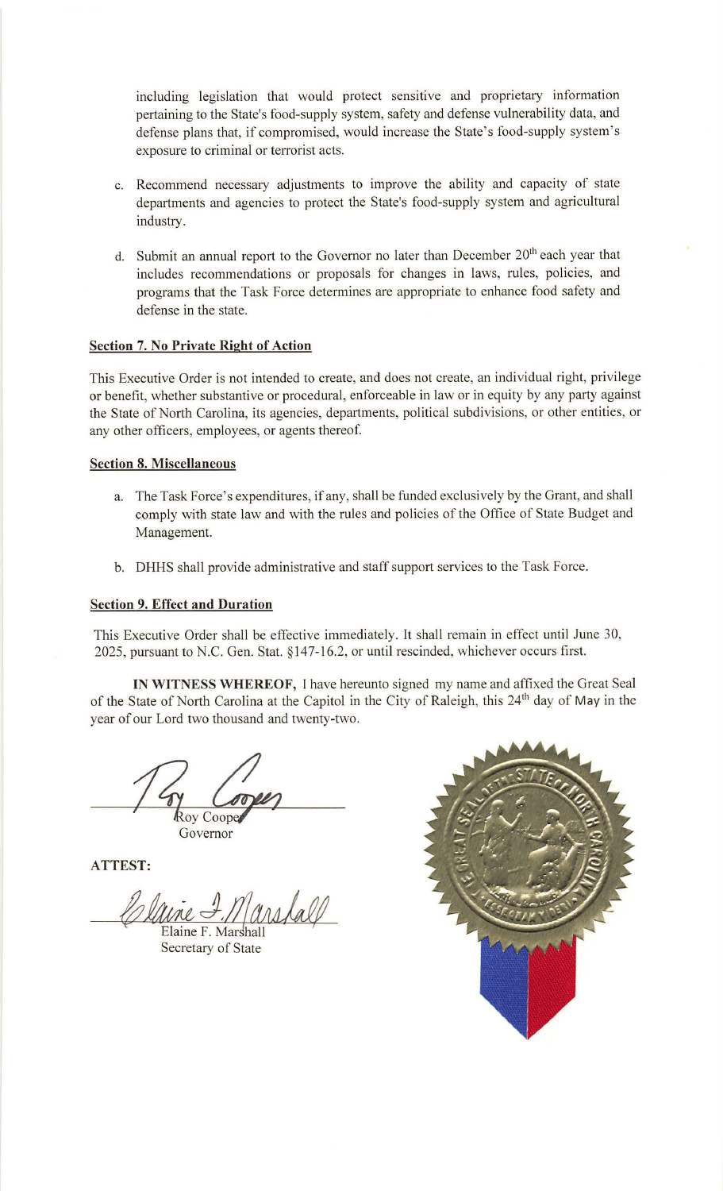including legislation that would protect sensitive and proprietary information pertaining to the State's food-supply system, safety and defense vulnerability data, and defense plans that, if compromised, would increase the State's food-supply system's exposure to criminal or terrorist acts.

c. Recommend necessary adjustments to improve the ability and capacity of state departments and agencies to protect the State's food-supply system and agricultural industry.

d. Submit an annual report to the Governor no later than December 20th each year that includes recommendations or proposals for changes in laws, rules, policies, and programs that the Task Force determines are appropriate to enhance food safety and defense in the state.

**Section 7. No Private Right of Action**

This Executive Order is not intended to create, and does not create, an individual right, privilege or benefit, whether substantive or procedural, enforceable in law or in equity by any party against the State of North Carolina, its agencies, departments, political subdivisions, or other entities, or any other officers, employees, or agents thereof.

**Section 8. Miscellaneous**

a. The Task Force's expenditures, if any, shall be funded exclusively by the Grant, and shall comply with state law and with the rules and policies of the Office of State Budget and Management.

b. DHHS shall provide administrative and staff support services to the Task Force.

**Section 9. Effect and Duration**

This Executive Order shall be effective immediately. It shall remain in effect until June 30, 2025, pursuant to N.C. Gen. Stat. §147-16.2, or until rescinded, whichever occurs first.

**IN WITNESS WHEREOF,** I have hereunto signed my name and affixed the Great Seal of the State of North Carolina at the Capitol in the City of Raleigh, this 24th day of May in the year of our Lord two thousand and twenty-two.

Roy Cooper
Governor

**ATTEST:**

Elaine F. Marshall
Secretary of State